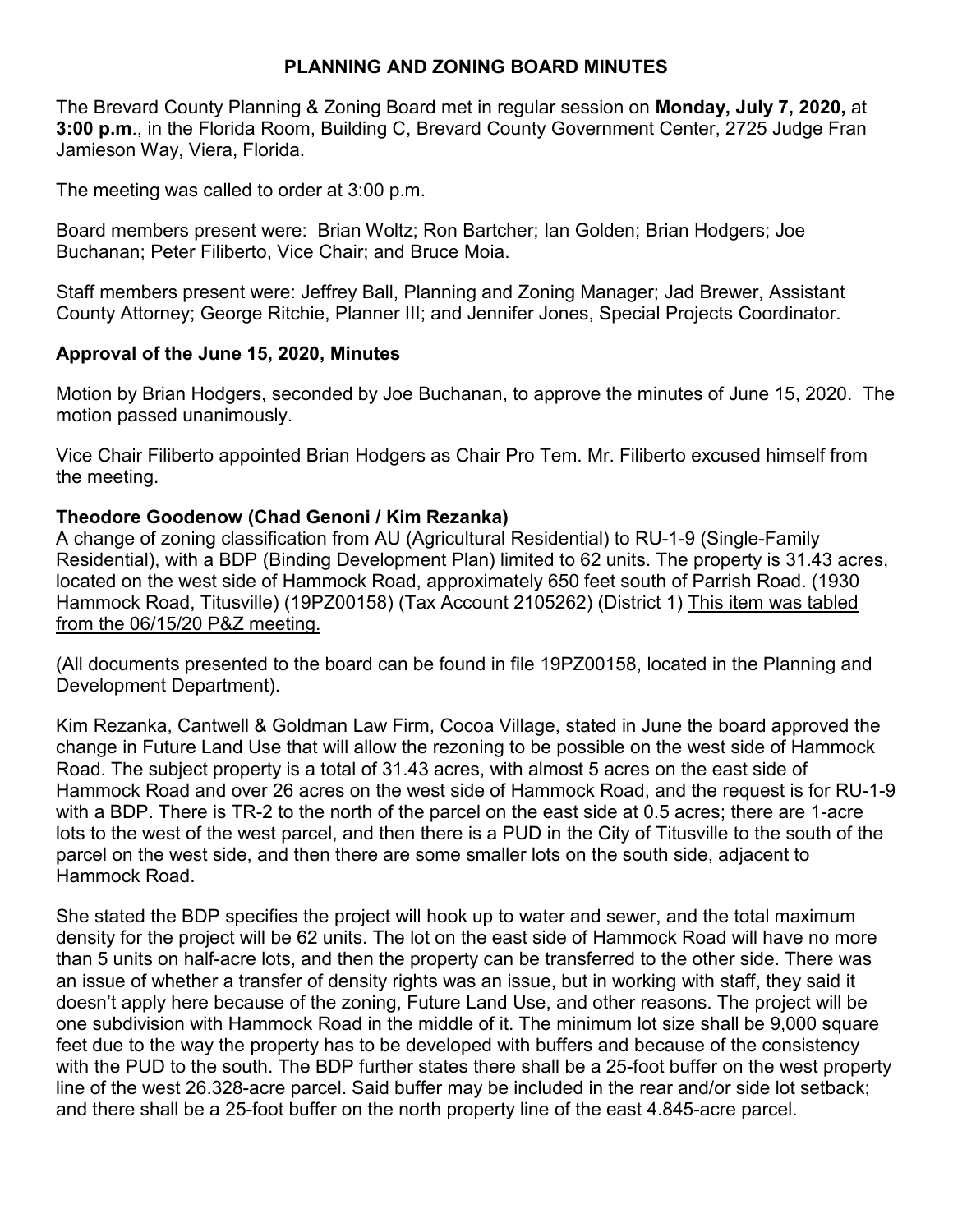# PLANNING AND ZONING BOARD MINUTES

The Brevard County Planning & Zoning Board met in regular session on **Monday, July 7, 2020,** at **3:00 p.m**., in the Florida Room, Building C, Brevard County Government Center, 2725 Judge Fran Jamieson Way, Viera, Florida.

The meeting was called to order at 3:00 p.m.

Board members present were: Brian Woltz; Ron Bartcher; Ian Golden; Brian Hodgers; Joe Buchanan; Peter Filiberto, Vice Chair; and Bruce Moia.

Staff members present were: Jeffrey Ball, Planning and Zoning Manager; Jad Brewer, Assistant County Attorney; George Ritchie, Planner III; and Jennifer Jones, Special Projects Coordinator.

## Approval of the June 15, 2020, Minutes

Motion by Brian Hodgers, seconded by Joe Buchanan, to approve the minutes of June 15, 2020. The motion passed unanimously.

Vice Chair Filiberto appointed Brian Hodgers as Chair Pro Tem. Mr. Filiberto excused himself from the meeting.

## Theodore Goodenow (Chad Genoni / Kim Rezanka)

A change of zoning classification from AU (Agricultural Residential) to RU-1-9 (Single-Family Residential), with a BDP (Binding Development Plan) limited to 62 units. The property is 31.43 acres, located on the west side of Hammock Road, approximately 650 feet south of Parrish Road. (1930 Hammock Road, Titusville) (19PZ00158) (Tax Account 2105262) (District 1) <u>This item was tabled from the 06/15/20 P&Z meeting.</u>

(All documents presented to the board can be found in file 19PZ00158, located in the Planning and Development Department).

Kim Rezanka, Cantwell & Goldman Law Firm, Cocoa Village, stated in June the board approved the change in Future Land Use that will allow the rezoning to be possible on the west side of Hammock Road. The subject property is a total of 31.43 acres, with almost 5 acres on the east side of Hammock Road and over 26 acres on the west side of Hammock Road, and the request is for RU-1-9 with a BDP. There is TR-2 to the north of the parcel on the east side at 0.5 acres; there are 1-acre lots to the west of the west parcel, and then there is a PUD in the City of Titusville to the south of the parcel on the west side, and then there are some smaller lots on the south side, adjacent to Hammock Road.

She stated the BDP specifies the project will hook up to water and sewer, and the total maximum density for the project will be 62 units. The lot on the east side of Hammock Road will have no more than 5 units on half-acre lots, and then the property can be transferred to the other side. There was an issue of whether a transfer of density rights was an issue, but in working with staff, they said it doesn't apply here because of the zoning, Future Land Use, and other reasons. The project will be one subdivision with Hammock Road in the middle of it. The minimum lot size shall be 9,000 square feet due to the way the property has to be developed with buffers and because of the consistency with the PUD to the south. The BDP further states there shall be a 25-foot buffer on the west property line of the west 26.328-acre parcel. Said buffer may be included in the rear and/or side lot setback; and there shall be a 25-foot buffer on the north property line of the east 4.845-acre parcel.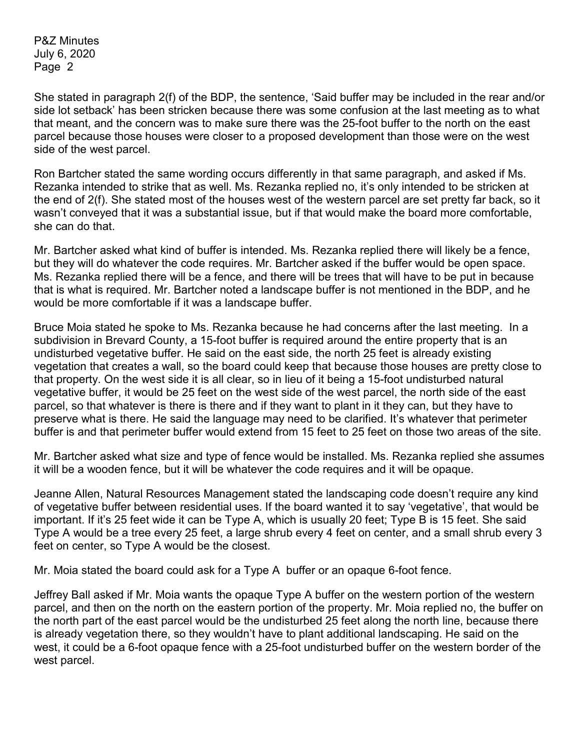She stated in paragraph 2(f) of the BDP, the sentence, 'Said buffer may be included in the rear and/or side lot setback' has been stricken because there was some confusion at the last meeting as to what that meant, and the concern was to make sure there was the 25-foot buffer to the north on the east parcel because those houses were closer to a proposed development than those were on the west side of the west parcel.

Ron Bartcher stated the same wording occurs differently in that same paragraph, and asked if Ms. Rezanka intended to strike that as well. Ms. Rezanka replied no, it's only intended to be stricken at the end of 2(f). She stated most of the houses west of the western parcel are set pretty far back, so it wasn't conveyed that it was a substantial issue, but if that would make the board more comfortable, she can do that.

Mr. Bartcher asked what kind of buffer is intended. Ms. Rezanka replied there will likely be a fence, but they will do whatever the code requires. Mr. Bartcher asked if the buffer would be open space. Ms. Rezanka replied there will be a fence, and there will be trees that will have to be put in because that is what is required. Mr. Bartcher noted a landscape buffer is not mentioned in the BDP, and he would be more comfortable if it was a landscape buffer.

Bruce Moia stated he spoke to Ms. Rezanka because he had concerns after the last meeting. In a subdivision in Brevard County, a 15-foot buffer is required around the entire property that is an undisturbed vegetative buffer. He said on the east side, the north 25 feet is already existing vegetation that creates a wall, so the board could keep that because those houses are pretty close to that property. On the west side it is all clear, so in lieu of it being a 15-foot undisturbed natural vegetative buffer, it would be 25 feet on the west side of the west parcel, the north side of the east parcel, so that whatever is there is there and if they want to plant in it they can, but they have to preserve what is there. He said the language may need to be clarified. It's whatever that perimeter buffer is and that perimeter buffer would extend from 15 feet to 25 feet on those two areas of the site.

Mr. Bartcher asked what size and type of fence would be installed. Ms. Rezanka replied she assumes it will be a wooden fence, but it will be whatever the code requires and it will be opaque.

Jeanne Allen, Natural Resources Management stated the landscaping code doesn't require any kind of vegetative buffer between residential uses. If the board wanted it to say 'vegetative', that would be important. If it's 25 feet wide it can be Type A, which is usually 20 feet; Type B is 15 feet. She said Type A would be a tree every 25 feet, a large shrub every 4 feet on center, and a small shrub every 3 feet on center, so Type A would be the closest.

Mr. Moia stated the board could ask for a Type A buffer or an opaque 6-foot fence.

Jeffrey Ball asked if Mr. Moia wants the opaque Type A buffer on the western portion of the western parcel, and then on the north on the eastern portion of the property. Mr. Moia replied no, the buffer on the north part of the east parcel would be the undisturbed 25 feet along the north line, because there is already vegetation there, so they wouldn't have to plant additional landscaping. He said on the west, it could be a 6-foot opaque fence with a 25-foot undisturbed buffer on the western border of the west parcel.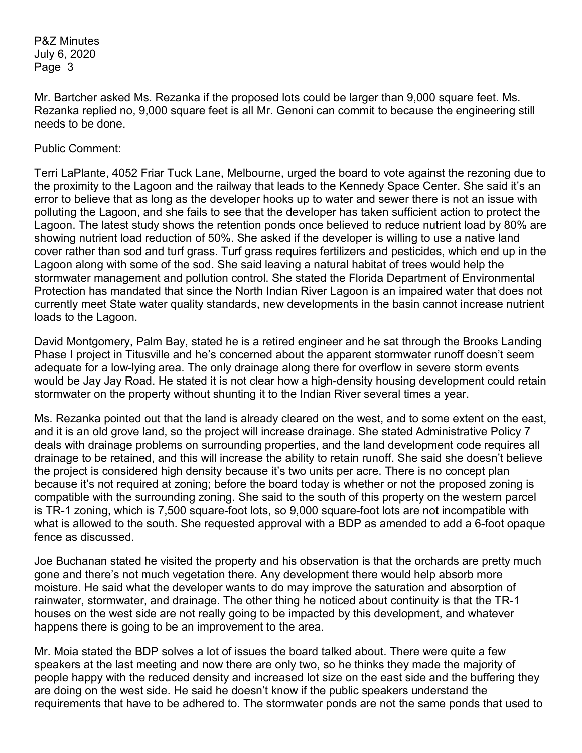Mr. Bartcher asked Ms. Rezanka if the proposed lots could be larger than 9,000 square feet. Ms. Rezanka replied no, 9,000 square feet is all Mr. Genoni can commit to because the engineering still needs to be done.

Public Comment:

Terri LaPlante, 4052 Friar Tuck Lane, Melbourne, urged the board to vote against the rezoning due to the proximity to the Lagoon and the railway that leads to the Kennedy Space Center. She said it's an error to believe that as long as the developer hooks up to water and sewer there is not an issue with polluting the Lagoon, and she fails to see that the developer has taken sufficient action to protect the Lagoon. The latest study shows the retention ponds once believed to reduce nutrient load by 80% are showing nutrient load reduction of 50%. She asked if the developer is willing to use a native land cover rather than sod and turf grass. Turf grass requires fertilizers and pesticides, which end up in the Lagoon along with some of the sod. She said leaving a natural habitat of trees would help the stormwater management and pollution control. She stated the Florida Department of Environmental Protection has mandated that since the North Indian River Lagoon is an impaired water that does not currently meet State water quality standards, new developments in the basin cannot increase nutrient loads to the Lagoon.

David Montgomery, Palm Bay, stated he is a retired engineer and he sat through the Brooks Landing Phase I project in Titusville and he's concerned about the apparent stormwater runoff doesn't seem adequate for a low-lying area. The only drainage along there for overflow in severe storm events would be Jay Jay Road. He stated it is not clear how a high-density housing development could retain stormwater on the property without shunting it to the Indian River several times a year.

Ms. Rezanka pointed out that the land is already cleared on the west, and to some extent on the east, and it is an old grove land, so the project will increase drainage. She stated Administrative Policy 7 deals with drainage problems on surrounding properties, and the land development code requires all drainage to be retained, and this will increase the ability to retain runoff. She said she doesn't believe the project is considered high density because it's two units per acre. There is no concept plan because it's not required at zoning; before the board today is whether or not the proposed zoning is compatible with the surrounding zoning. She said to the south of this property on the western parcel is TR-1 zoning, which is 7,500 square-foot lots, so 9,000 square-foot lots are not incompatible with what is allowed to the south. She requested approval with a BDP as amended to add a 6-foot opaque fence as discussed.

Joe Buchanan stated he visited the property and his observation is that the orchards are pretty much gone and there's not much vegetation there. Any development there would help absorb more moisture. He said what the developer wants to do may improve the saturation and absorption of rainwater, stormwater, and drainage. The other thing he noticed about continuity is that the TR-1 houses on the west side are not really going to be impacted by this development, and whatever happens there is going to be an improvement to the area.

Mr. Moia stated the BDP solves a lot of issues the board talked about. There were quite a few speakers at the last meeting and now there are only two, so he thinks they made the majority of people happy with the reduced density and increased lot size on the east side and the buffering they are doing on the west side. He said he doesn't know if the public speakers understand the requirements that have to be adhered to. The stormwater ponds are not the same ponds that used to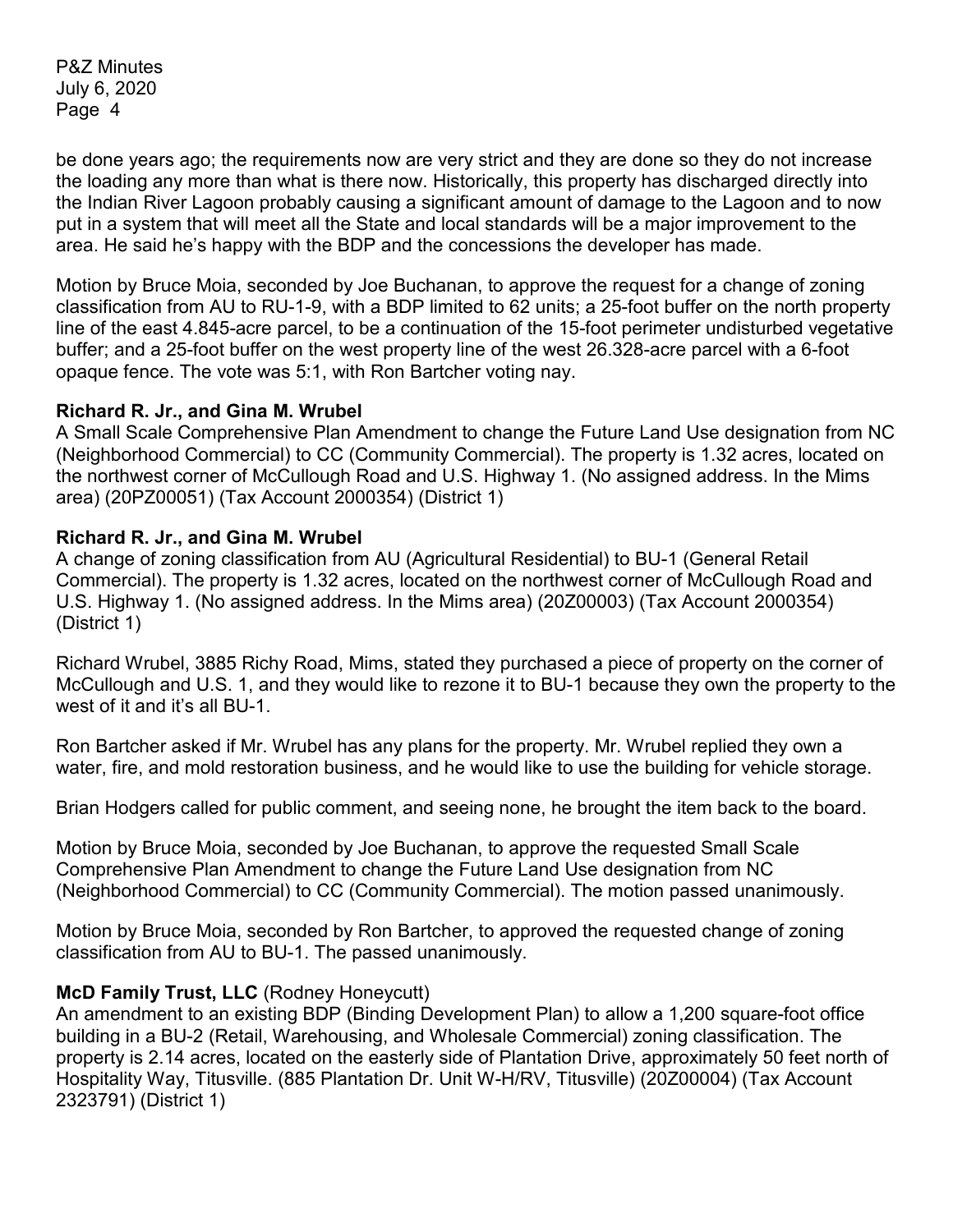be done years ago; the requirements now are very strict and they are done so they do not increase the loading any more than what is there now. Historically, this property has discharged directly into the Indian River Lagoon probably causing a significant amount of damage to the Lagoon and to now put in a system that will meet all the State and local standards will be a major improvement to the area. He said he's happy with the BDP and the concessions the developer has made.

Motion by Bruce Moia, seconded by Joe Buchanan, to approve the request for a change of zoning classification from AU to RU-1-9, with a BDP limited to 62 units; a 25-foot buffer on the north property line of the east 4.845-acre parcel, to be a continuation of the 15-foot perimeter undisturbed vegetative buffer; and a 25-foot buffer on the west property line of the west 26.328-acre parcel with a 6-foot opaque fence. The vote was 5:1, with Ron Bartcher voting nay.

**Richard R. Jr., and Gina M. Wrubel**
A Small Scale Comprehensive Plan Amendment to change the Future Land Use designation from NC (Neighborhood Commercial) to CC (Community Commercial). The property is 1.32 acres, located on the northwest corner of McCullough Road and U.S. Highway 1. (No assigned address. In the Mims area) (20PZ00051) (Tax Account 2000354) (District 1)

**Richard R. Jr., and Gina M. Wrubel**
A change of zoning classification from AU (Agricultural Residential) to BU-1 (General Retail Commercial). The property is 1.32 acres, located on the northwest corner of McCullough Road and U.S. Highway 1. (No assigned address. In the Mims area) (20Z00003) (Tax Account 2000354) (District 1)

Richard Wrubel, 3885 Richy Road, Mims, stated they purchased a piece of property on the corner of McCullough and U.S. 1, and they would like to rezone it to BU-1 because they own the property to the west of it and it's all BU-1.

Ron Bartcher asked if Mr. Wrubel has any plans for the property. Mr. Wrubel replied they own a water, fire, and mold restoration business, and he would like to use the building for vehicle storage.

Brian Hodgers called for public comment, and seeing none, he brought the item back to the board.

Motion by Bruce Moia, seconded by Joe Buchanan, to approve the requested Small Scale Comprehensive Plan Amendment to change the Future Land Use designation from NC (Neighborhood Commercial) to CC (Community Commercial). The motion passed unanimously.

Motion by Bruce Moia, seconded by Ron Bartcher, to approved the requested change of zoning classification from AU to BU-1. The passed unanimously.

**McD Family Trust, LLC** (Rodney Honeycutt)
An amendment to an existing BDP (Binding Development Plan) to allow a 1,200 square-foot office building in a BU-2 (Retail, Warehousing, and Wholesale Commercial) zoning classification. The property is 2.14 acres, located on the easterly side of Plantation Drive, approximately 50 feet north of Hospitality Way, Titusville. (885 Plantation Dr. Unit W-H/RV, Titusville) (20Z00004) (Tax Account 2323791) (District 1)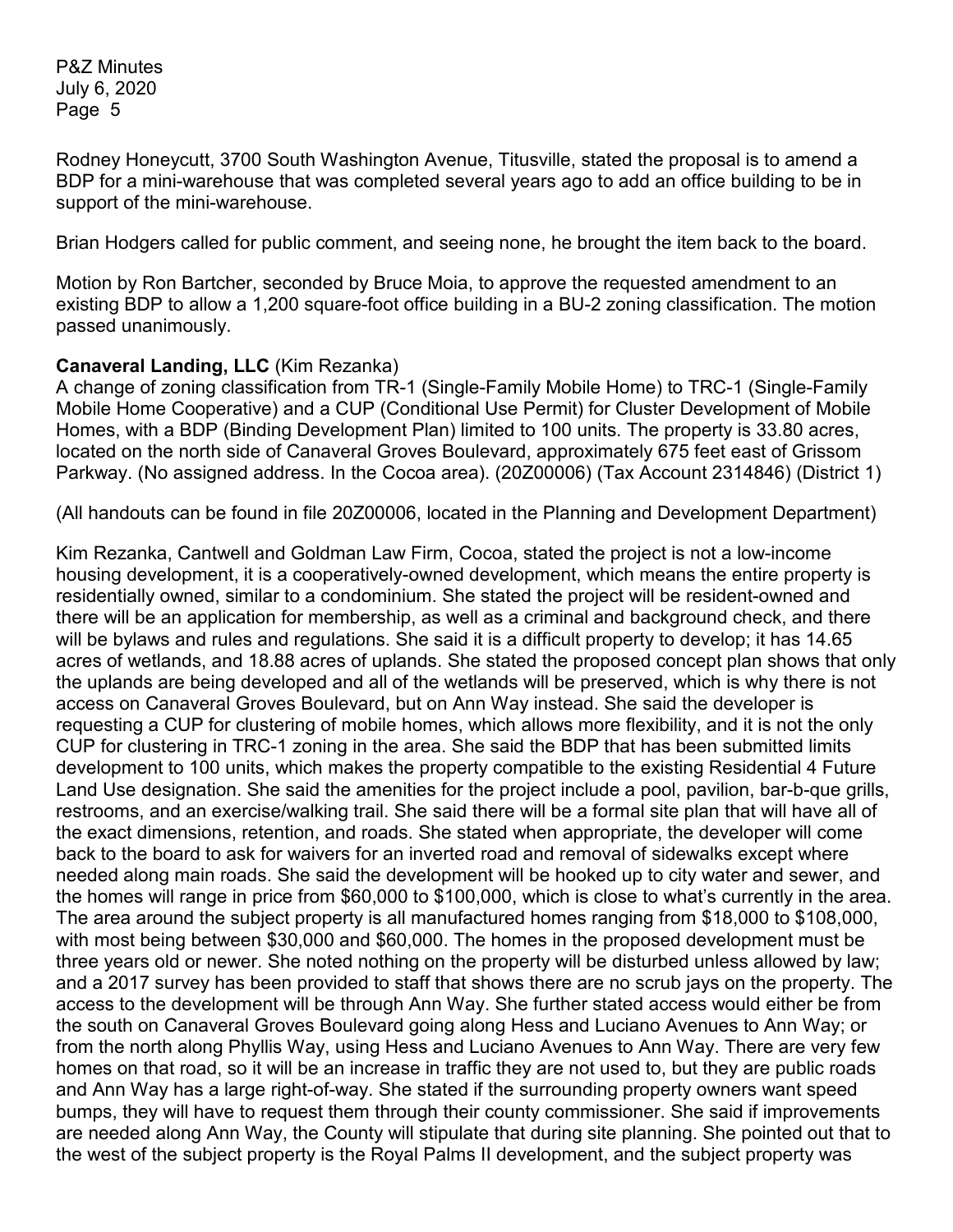Rodney Honeycutt, 3700 South Washington Avenue, Titusville, stated the proposal is to amend a BDP for a mini-warehouse that was completed several years ago to add an office building to be in support of the mini-warehouse.

Brian Hodgers called for public comment, and seeing none, he brought the item back to the board.

Motion by Ron Bartcher, seconded by Bruce Moia, to approve the requested amendment to an existing BDP to allow a 1,200 square-foot office building in a BU-2 zoning classification. The motion passed unanimously.

**Canaveral Landing, LLC** (Kim Rezanka)
A change of zoning classification from TR-1 (Single-Family Mobile Home) to TRC-1 (Single-Family Mobile Home Cooperative) and a CUP (Conditional Use Permit) for Cluster Development of Mobile Homes, with a BDP (Binding Development Plan) limited to 100 units. The property is 33.80 acres, located on the north side of Canaveral Groves Boulevard, approximately 675 feet east of Grissom Parkway. (No assigned address. In the Cocoa area). (20Z00006) (Tax Account 2314846) (District 1)

(All handouts can be found in file 20Z00006, located in the Planning and Development Department)

Kim Rezanka, Cantwell and Goldman Law Firm, Cocoa, stated the project is not a low-income housing development, it is a cooperatively-owned development, which means the entire property is residentially owned, similar to a condominium. She stated the project will be resident-owned and there will be an application for membership, as well as a criminal and background check, and there will be bylaws and rules and regulations. She said it is a difficult property to develop; it has 14.65 acres of wetlands, and 18.88 acres of uplands. She stated the proposed concept plan shows that only the uplands are being developed and all of the wetlands will be preserved, which is why there is not access on Canaveral Groves Boulevard, but on Ann Way instead. She said the developer is requesting a CUP for clustering of mobile homes, which allows more flexibility, and it is not the only CUP for clustering in TRC-1 zoning in the area. She said the BDP that has been submitted limits development to 100 units, which makes the property compatible to the existing Residential 4 Future Land Use designation. She said the amenities for the project include a pool, pavilion, bar-b-que grills, restrooms, and an exercise/walking trail. She said there will be a formal site plan that will have all of the exact dimensions, retention, and roads. She stated when appropriate, the developer will come back to the board to ask for waivers for an inverted road and removal of sidewalks except where needed along main roads. She said the development will be hooked up to city water and sewer, and the homes will range in price from $60,000 to $100,000, which is close to what's currently in the area. The area around the subject property is all manufactured homes ranging from $18,000 to $108,000, with most being between $30,000 and $60,000. The homes in the proposed development must be three years old or newer. She noted nothing on the property will be disturbed unless allowed by law; and a 2017 survey has been provided to staff that shows there are no scrub jays on the property. The access to the development will be through Ann Way. She further stated access would either be from the south on Canaveral Groves Boulevard going along Hess and Luciano Avenues to Ann Way; or from the north along Phyllis Way, using Hess and Luciano Avenues to Ann Way. There are very few homes on that road, so it will be an increase in traffic they are not used to, but they are public roads and Ann Way has a large right-of-way. She stated if the surrounding property owners want speed bumps, they will have to request them through their county commissioner. She said if improvements are needed along Ann Way, the County will stipulate that during site planning. She pointed out that to the west of the subject property is the Royal Palms II development, and the subject property was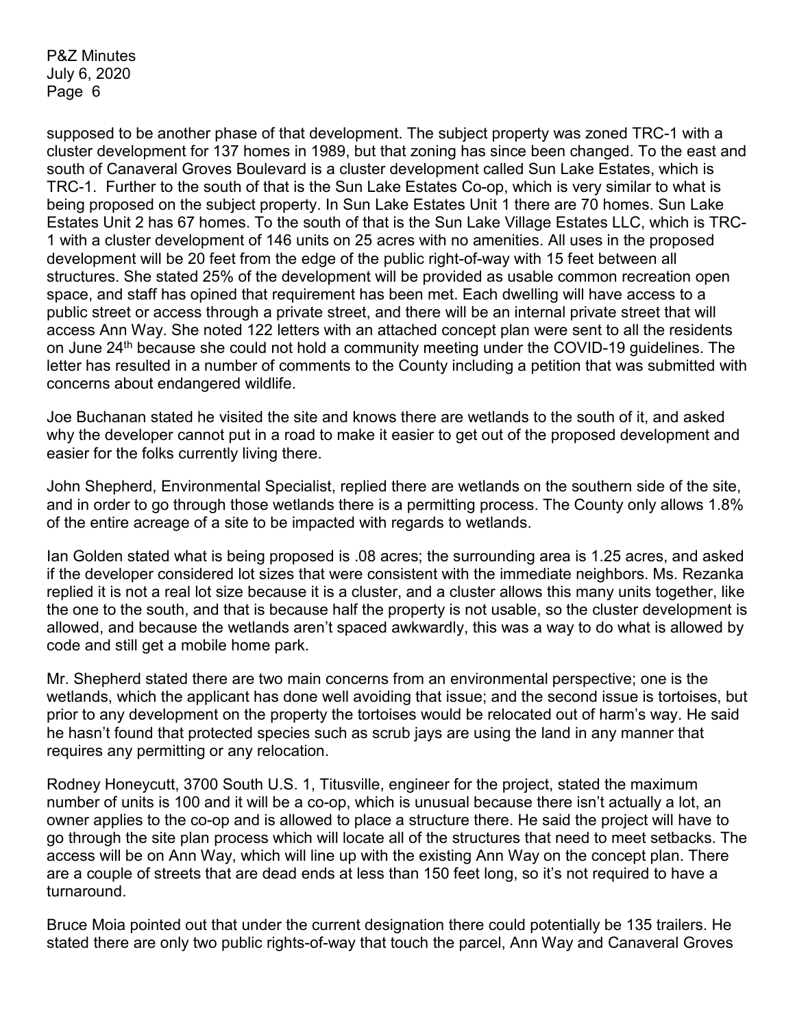supposed to be another phase of that development. The subject property was zoned TRC-1 with a cluster development for 137 homes in 1989, but that zoning has since been changed. To the east and south of Canaveral Groves Boulevard is a cluster development called Sun Lake Estates, which is TRC-1. Further to the south of that is the Sun Lake Estates Co-op, which is very similar to what is being proposed on the subject property. In Sun Lake Estates Unit 1 there are 70 homes. Sun Lake Estates Unit 2 has 67 homes. To the south of that is the Sun Lake Village Estates LLC, which is TRC-1 with a cluster development of 146 units on 25 acres with no amenities. All uses in the proposed development will be 20 feet from the edge of the public right-of-way with 15 feet between all structures. She stated 25% of the development will be provided as usable common recreation open space, and staff has opined that requirement has been met. Each dwelling will have access to a public street or access through a private street, and there will be an internal private street that will access Ann Way. She noted 122 letters with an attached concept plan were sent to all the residents on June 24th because she could not hold a community meeting under the COVID-19 guidelines. The letter has resulted in a number of comments to the County including a petition that was submitted with concerns about endangered wildlife.

Joe Buchanan stated he visited the site and knows there are wetlands to the south of it, and asked why the developer cannot put in a road to make it easier to get out of the proposed development and easier for the folks currently living there.

John Shepherd, Environmental Specialist, replied there are wetlands on the southern side of the site, and in order to go through those wetlands there is a permitting process. The County only allows 1.8% of the entire acreage of a site to be impacted with regards to wetlands.

Ian Golden stated what is being proposed is .08 acres; the surrounding area is 1.25 acres, and asked if the developer considered lot sizes that were consistent with the immediate neighbors. Ms. Rezanka replied it is not a real lot size because it is a cluster, and a cluster allows this many units together, like the one to the south, and that is because half the property is not usable, so the cluster development is allowed, and because the wetlands aren't spaced awkwardly, this was a way to do what is allowed by code and still get a mobile home park.

Mr. Shepherd stated there are two main concerns from an environmental perspective; one is the wetlands, which the applicant has done well avoiding that issue; and the second issue is tortoises, but prior to any development on the property the tortoises would be relocated out of harm's way. He said he hasn't found that protected species such as scrub jays are using the land in any manner that requires any permitting or any relocation.

Rodney Honeycutt, 3700 South U.S. 1, Titusville, engineer for the project, stated the maximum number of units is 100 and it will be a co-op, which is unusual because there isn't actually a lot, an owner applies to the co-op and is allowed to place a structure there. He said the project will have to go through the site plan process which will locate all of the structures that need to meet setbacks. The access will be on Ann Way, which will line up with the existing Ann Way on the concept plan. There are a couple of streets that are dead ends at less than 150 feet long, so it's not required to have a turnaround.

Bruce Moia pointed out that under the current designation there could potentially be 135 trailers. He stated there are only two public rights-of-way that touch the parcel, Ann Way and Canaveral Groves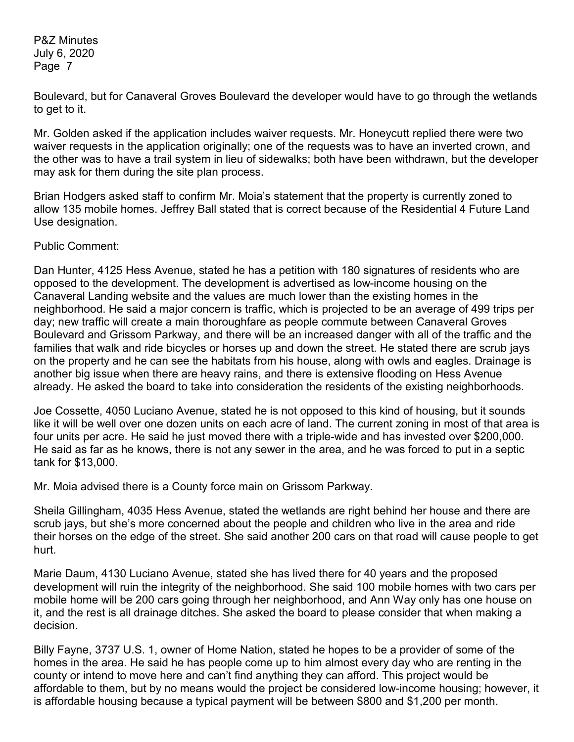Boulevard, but for Canaveral Groves Boulevard the developer would have to go through the wetlands to get to it.

Mr. Golden asked if the application includes waiver requests. Mr. Honeycutt replied there were two waiver requests in the application originally; one of the requests was to have an inverted crown, and the other was to have a trail system in lieu of sidewalks; both have been withdrawn, but the developer may ask for them during the site plan process.

Brian Hodgers asked staff to confirm Mr. Moia's statement that the property is currently zoned to allow 135 mobile homes. Jeffrey Ball stated that is correct because of the Residential 4 Future Land Use designation.

Public Comment:

Dan Hunter, 4125 Hess Avenue, stated he has a petition with 180 signatures of residents who are opposed to the development. The development is advertised as low-income housing on the Canaveral Landing website and the values are much lower than the existing homes in the neighborhood. He said a major concern is traffic, which is projected to be an average of 499 trips per day; new traffic will create a main thoroughfare as people commute between Canaveral Groves Boulevard and Grissom Parkway, and there will be an increased danger with all of the traffic and the families that walk and ride bicycles or horses up and down the street. He stated there are scrub jays on the property and he can see the habitats from his house, along with owls and eagles. Drainage is another big issue when there are heavy rains, and there is extensive flooding on Hess Avenue already. He asked the board to take into consideration the residents of the existing neighborhoods.

Joe Cossette, 4050 Luciano Avenue, stated he is not opposed to this kind of housing, but it sounds like it will be well over one dozen units on each acre of land. The current zoning in most of that area is four units per acre. He said he just moved there with a triple-wide and has invested over $200,000. He said as far as he knows, there is not any sewer in the area, and he was forced to put in a septic tank for $13,000.

Mr. Moia advised there is a County force main on Grissom Parkway.

Sheila Gillingham, 4035 Hess Avenue, stated the wetlands are right behind her house and there are scrub jays, but she's more concerned about the people and children who live in the area and ride their horses on the edge of the street. She said another 200 cars on that road will cause people to get hurt.

Marie Daum, 4130 Luciano Avenue, stated she has lived there for 40 years and the proposed development will ruin the integrity of the neighborhood. She said 100 mobile homes with two cars per mobile home will be 200 cars going through her neighborhood, and Ann Way only has one house on it, and the rest is all drainage ditches. She asked the board to please consider that when making a decision.

Billy Fayne, 3737 U.S. 1, owner of Home Nation, stated he hopes to be a provider of some of the homes in the area. He said he has people come up to him almost every day who are renting in the county or intend to move here and can't find anything they can afford. This project would be affordable to them, but by no means would the project be considered low-income housing; however, it is affordable housing because a typical payment will be between $800 and $1,200 per month.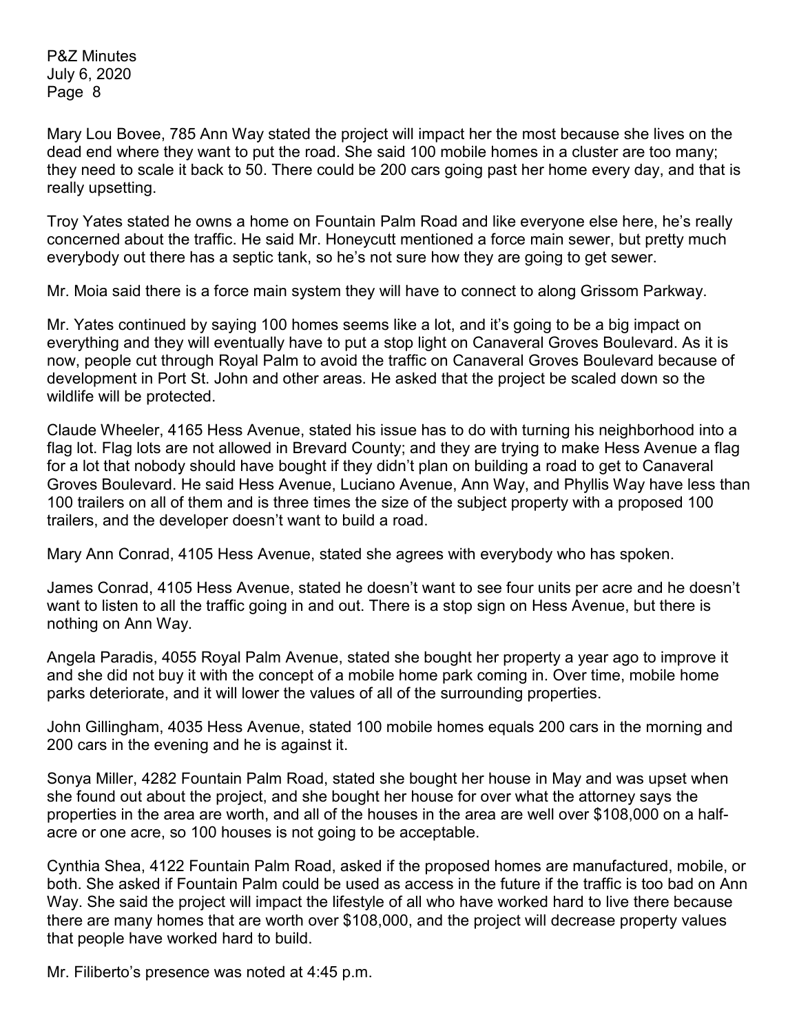Mary Lou Bovee, 785 Ann Way stated the project will impact her the most because she lives on the dead end where they want to put the road. She said 100 mobile homes in a cluster are too many; they need to scale it back to 50. There could be 200 cars going past her home every day, and that is really upsetting.

Troy Yates stated he owns a home on Fountain Palm Road and like everyone else here, he's really concerned about the traffic. He said Mr. Honeycutt mentioned a force main sewer, but pretty much everybody out there has a septic tank, so he's not sure how they are going to get sewer.

Mr. Moia said there is a force main system they will have to connect to along Grissom Parkway.

Mr. Yates continued by saying 100 homes seems like a lot, and it's going to be a big impact on everything and they will eventually have to put a stop light on Canaveral Groves Boulevard. As it is now, people cut through Royal Palm to avoid the traffic on Canaveral Groves Boulevard because of development in Port St. John and other areas. He asked that the project be scaled down so the wildlife will be protected.

Claude Wheeler, 4165 Hess Avenue, stated his issue has to do with turning his neighborhood into a flag lot. Flag lots are not allowed in Brevard County; and they are trying to make Hess Avenue a flag for a lot that nobody should have bought if they didn't plan on building a road to get to Canaveral Groves Boulevard. He said Hess Avenue, Luciano Avenue, Ann Way, and Phyllis Way have less than 100 trailers on all of them and is three times the size of the subject property with a proposed 100 trailers, and the developer doesn't want to build a road.

Mary Ann Conrad, 4105 Hess Avenue, stated she agrees with everybody who has spoken.

James Conrad, 4105 Hess Avenue, stated he doesn't want to see four units per acre and he doesn't want to listen to all the traffic going in and out. There is a stop sign on Hess Avenue, but there is nothing on Ann Way.

Angela Paradis, 4055 Royal Palm Avenue, stated she bought her property a year ago to improve it and she did not buy it with the concept of a mobile home park coming in. Over time, mobile home parks deteriorate, and it will lower the values of all of the surrounding properties.

John Gillingham, 4035 Hess Avenue, stated 100 mobile homes equals 200 cars in the morning and 200 cars in the evening and he is against it.

Sonya Miller, 4282 Fountain Palm Road, stated she bought her house in May and was upset when she found out about the project, and she bought her house for over what the attorney says the properties in the area are worth, and all of the houses in the area are well over $108,000 on a half-acre or one acre, so 100 houses is not going to be acceptable.

Cynthia Shea, 4122 Fountain Palm Road, asked if the proposed homes are manufactured, mobile, or both. She asked if Fountain Palm could be used as access in the future if the traffic is too bad on Ann Way. She said the project will impact the lifestyle of all who have worked hard to live there because there are many homes that are worth over $108,000, and the project will decrease property values that people have worked hard to build.

Mr. Filiberto's presence was noted at 4:45 p.m.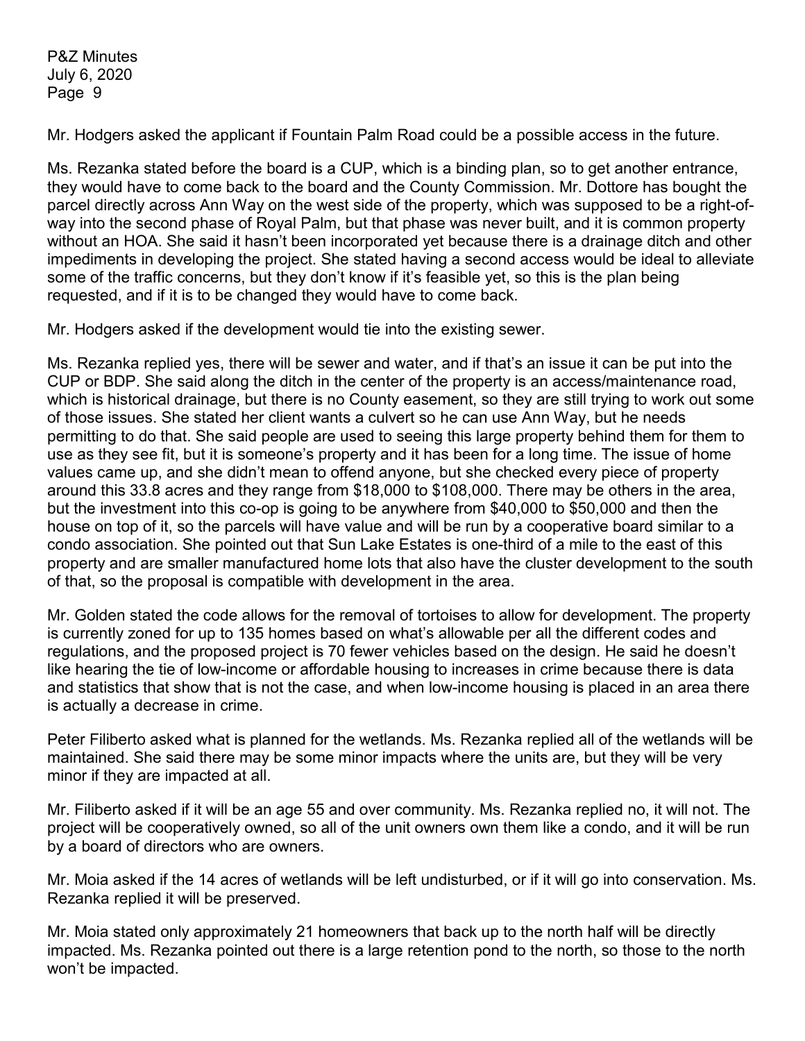Mr. Hodgers asked the applicant if Fountain Palm Road could be a possible access in the future.

Ms. Rezanka stated before the board is a CUP, which is a binding plan, so to get another entrance, they would have to come back to the board and the County Commission. Mr. Dottore has bought the parcel directly across Ann Way on the west side of the property, which was supposed to be a right-of-way into the second phase of Royal Palm, but that phase was never built, and it is common property without an HOA. She said it hasn't been incorporated yet because there is a drainage ditch and other impediments in developing the project. She stated having a second access would be ideal to alleviate some of the traffic concerns, but they don't know if it's feasible yet, so this is the plan being requested, and if it is to be changed they would have to come back.

Mr. Hodgers asked if the development would tie into the existing sewer.

Ms. Rezanka replied yes, there will be sewer and water, and if that's an issue it can be put into the CUP or BDP. She said along the ditch in the center of the property is an access/maintenance road, which is historical drainage, but there is no County easement, so they are still trying to work out some of those issues. She stated her client wants a culvert so he can use Ann Way, but he needs permitting to do that. She said people are used to seeing this large property behind them for them to use as they see fit, but it is someone's property and it has been for a long time. The issue of home values came up, and she didn't mean to offend anyone, but she checked every piece of property around this 33.8 acres and they range from \$18,000 to \$108,000. There may be others in the area, but the investment into this co-op is going to be anywhere from \$40,000 to \$50,000 and then the house on top of it, so the parcels will have value and will be run by a cooperative board similar to a condo association. She pointed out that Sun Lake Estates is one-third of a mile to the east of this property and are smaller manufactured home lots that also have the cluster development to the south of that, so the proposal is compatible with development in the area.

Mr. Golden stated the code allows for the removal of tortoises to allow for development. The property is currently zoned for up to 135 homes based on what's allowable per all the different codes and regulations, and the proposed project is 70 fewer vehicles based on the design. He said he doesn't like hearing the tie of low-income or affordable housing to increases in crime because there is data and statistics that show that is not the case, and when low-income housing is placed in an area there is actually a decrease in crime.

Peter Filiberto asked what is planned for the wetlands. Ms. Rezanka replied all of the wetlands will be maintained. She said there may be some minor impacts where the units are, but they will be very minor if they are impacted at all.

Mr. Filiberto asked if it will be an age 55 and over community. Ms. Rezanka replied no, it will not. The project will be cooperatively owned, so all of the unit owners own them like a condo, and it will be run by a board of directors who are owners.

Mr. Moia asked if the 14 acres of wetlands will be left undisturbed, or if it will go into conservation. Ms. Rezanka replied it will be preserved.

Mr. Moia stated only approximately 21 homeowners that back up to the north half will be directly impacted. Ms. Rezanka pointed out there is a large retention pond to the north, so those to the north won't be impacted.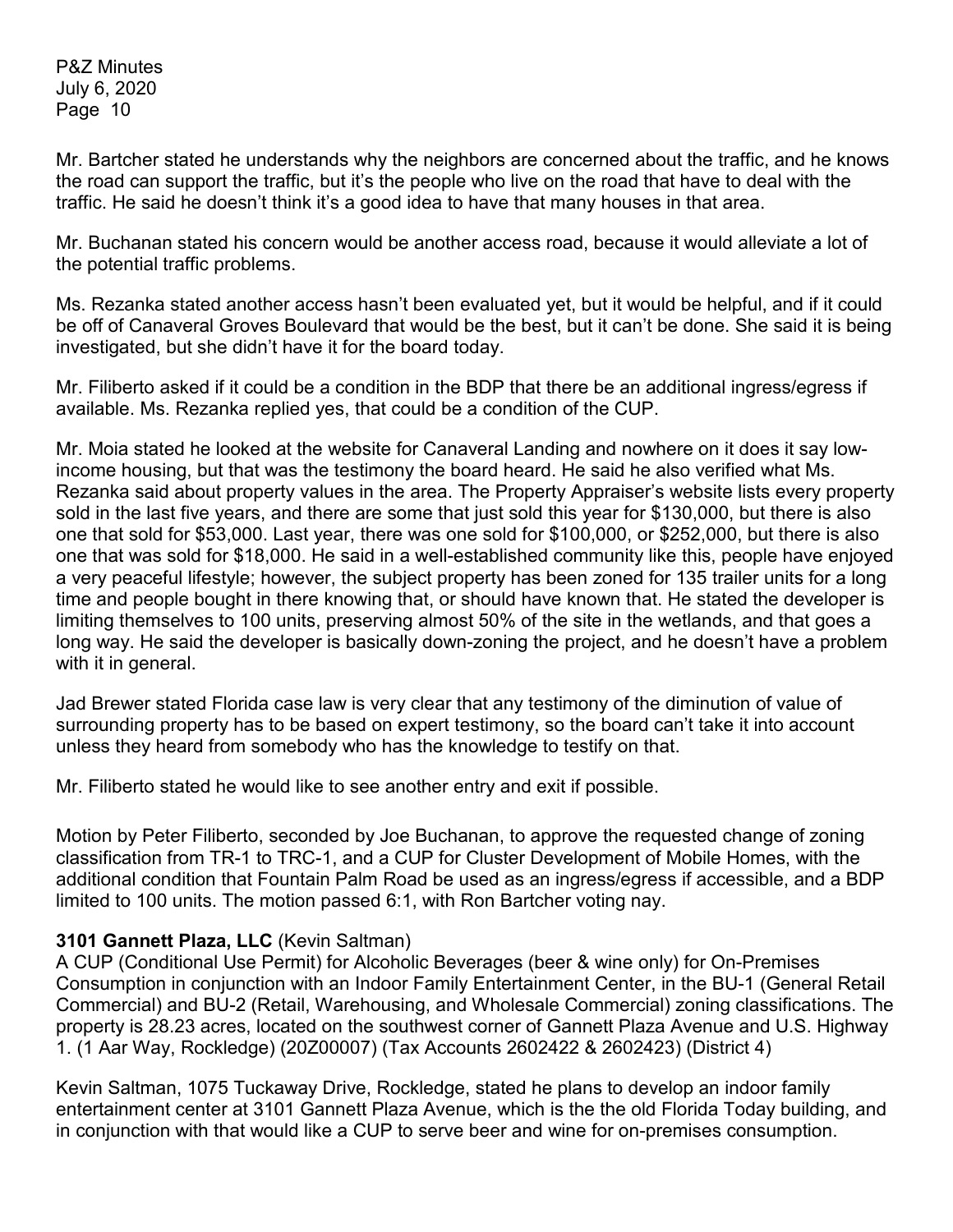Mr. Bartcher stated he understands why the neighbors are concerned about the traffic, and he knows the road can support the traffic, but it's the people who live on the road that have to deal with the traffic. He said he doesn't think it's a good idea to have that many houses in that area.

Mr. Buchanan stated his concern would be another access road, because it would alleviate a lot of the potential traffic problems.

Ms. Rezanka stated another access hasn't been evaluated yet, but it would be helpful, and if it could be off of Canaveral Groves Boulevard that would be the best, but it can't be done. She said it is being investigated, but she didn't have it for the board today.

Mr. Filiberto asked if it could be a condition in the BDP that there be an additional ingress/egress if available. Ms. Rezanka replied yes, that could be a condition of the CUP.

Mr. Moia stated he looked at the website for Canaveral Landing and nowhere on it does it say low-income housing, but that was the testimony the board heard. He said he also verified what Ms. Rezanka said about property values in the area. The Property Appraiser's website lists every property sold in the last five years, and there are some that just sold this year for $130,000, but there is also one that sold for $53,000. Last year, there was one sold for $100,000, or $252,000, but there is also one that was sold for $18,000. He said in a well-established community like this, people have enjoyed a very peaceful lifestyle; however, the subject property has been zoned for 135 trailer units for a long time and people bought in there knowing that, or should have known that. He stated the developer is limiting themselves to 100 units, preserving almost 50% of the site in the wetlands, and that goes a long way. He said the developer is basically down-zoning the project, and he doesn't have a problem with it in general.

Jad Brewer stated Florida case law is very clear that any testimony of the diminution of value of surrounding property has to be based on expert testimony, so the board can't take it into account unless they heard from somebody who has the knowledge to testify on that.

Mr. Filiberto stated he would like to see another entry and exit if possible.

Motion by Peter Filiberto, seconded by Joe Buchanan, to approve the requested change of zoning classification from TR-1 to TRC-1, and a CUP for Cluster Development of Mobile Homes, with the additional condition that Fountain Palm Road be used as an ingress/egress if accessible, and a BDP limited to 100 units. The motion passed 6:1, with Ron Bartcher voting nay.

**3101 Gannett Plaza, LLC** (Kevin Saltman)
A CUP (Conditional Use Permit) for Alcoholic Beverages (beer & wine only) for On-Premises Consumption in conjunction with an Indoor Family Entertainment Center, in the BU-1 (General Retail Commercial) and BU-2 (Retail, Warehousing, and Wholesale Commercial) zoning classifications. The property is 28.23 acres, located on the southwest corner of Gannett Plaza Avenue and U.S. Highway 1. (1 Aar Way, Rockledge) (20Z00007) (Tax Accounts 2602422 & 2602423) (District 4)

Kevin Saltman, 1075 Tuckaway Drive, Rockledge, stated he plans to develop an indoor family entertainment center at 3101 Gannett Plaza Avenue, which is the the old Florida Today building, and in conjunction with that would like a CUP to serve beer and wine for on-premises consumption.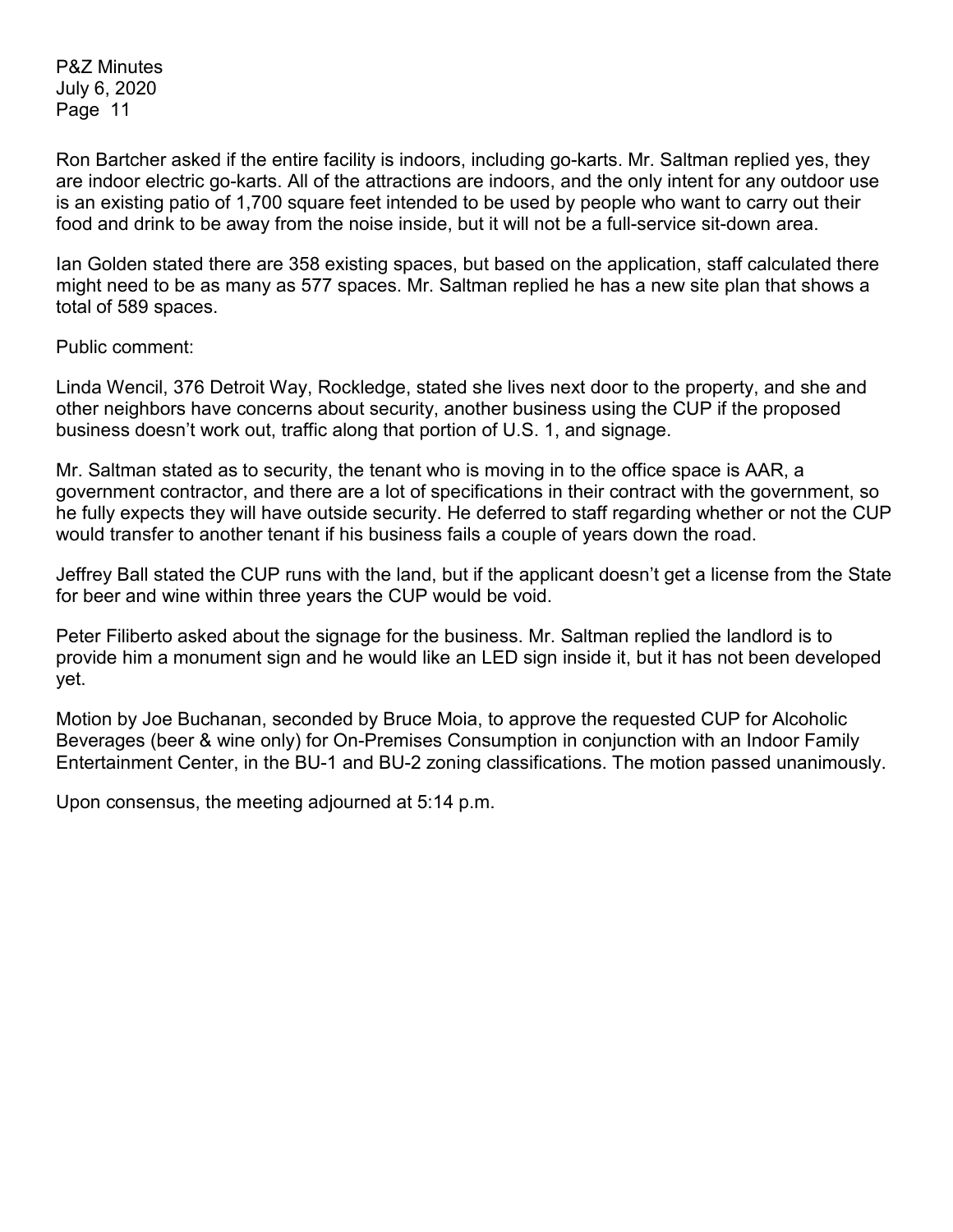Ron Bartcher asked if the entire facility is indoors, including go-karts. Mr. Saltman replied yes, they are indoor electric go-karts. All of the attractions are indoors, and the only intent for any outdoor use is an existing patio of 1,700 square feet intended to be used by people who want to carry out their food and drink to be away from the noise inside, but it will not be a full-service sit-down area.

Ian Golden stated there are 358 existing spaces, but based on the application, staff calculated there might need to be as many as 577 spaces. Mr. Saltman replied he has a new site plan that shows a total of 589 spaces.

Public comment:

Linda Wencil, 376 Detroit Way, Rockledge, stated she lives next door to the property, and she and other neighbors have concerns about security, another business using the CUP if the proposed business doesn't work out, traffic along that portion of U.S. 1, and signage.

Mr. Saltman stated as to security, the tenant who is moving in to the office space is AAR, a government contractor, and there are a lot of specifications in their contract with the government, so he fully expects they will have outside security. He deferred to staff regarding whether or not the CUP would transfer to another tenant if his business fails a couple of years down the road.

Jeffrey Ball stated the CUP runs with the land, but if the applicant doesn't get a license from the State for beer and wine within three years the CUP would be void.

Peter Filiberto asked about the signage for the business. Mr. Saltman replied the landlord is to provide him a monument sign and he would like an LED sign inside it, but it has not been developed yet.

Motion by Joe Buchanan, seconded by Bruce Moia, to approve the requested CUP for Alcoholic Beverages (beer & wine only) for On-Premises Consumption in conjunction with an Indoor Family Entertainment Center, in the BU-1 and BU-2 zoning classifications. The motion passed unanimously.

Upon consensus, the meeting adjourned at 5:14 p.m.